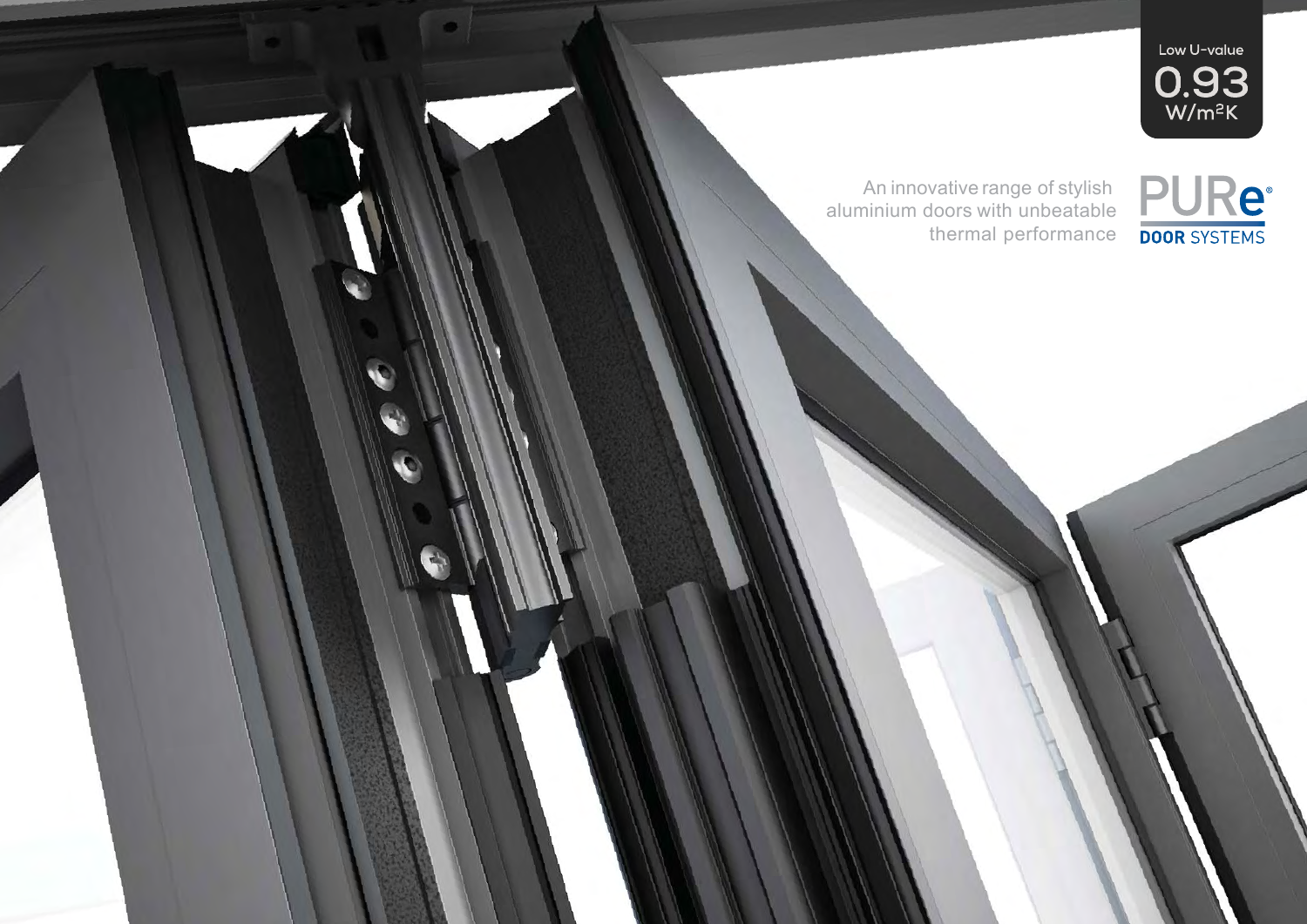Low U-value

0.93 W/m²K

An innovative range of stylish aluminium doors with unbeatable thermal performance

# PURe®

DOOR SYSTEMS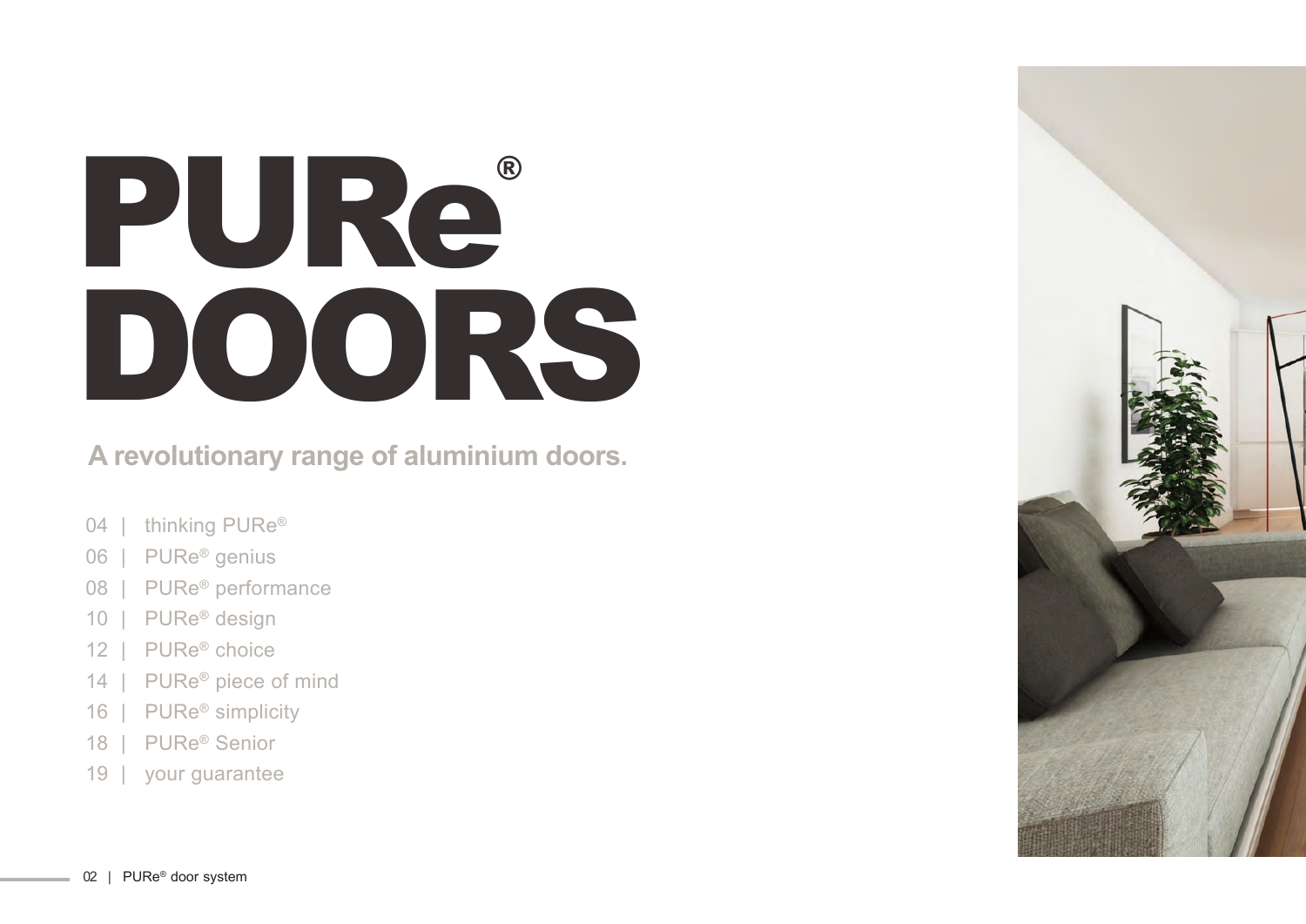# PURe® DOORS

**A revolutionary range of aluminium doors.**

- 04 | thinking PURe®
- 06 | PURe® genius
- 08 | PURe® performance
- 10 | PURe® design
- 12 | PURe® choice
- 14 | PURe® piece of mind
- 16 | PURe® simplicity
- 18 | PURe® Senior
- 19 | your guarantee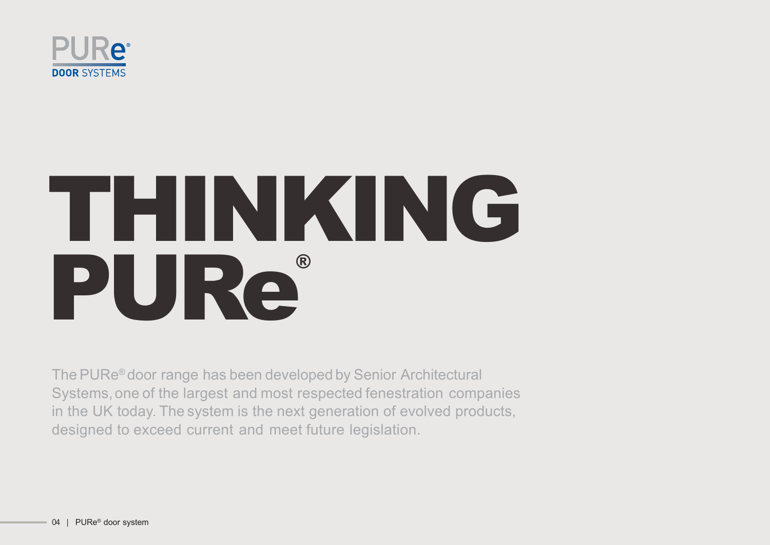# THINKING PURe®

The PURe® door range has been developed by Senior Architectural Systems, one of the largest and most respected fenestration companies in the UK today. The system is the next generation of evolved products, designed to exceed current and meet future legislation.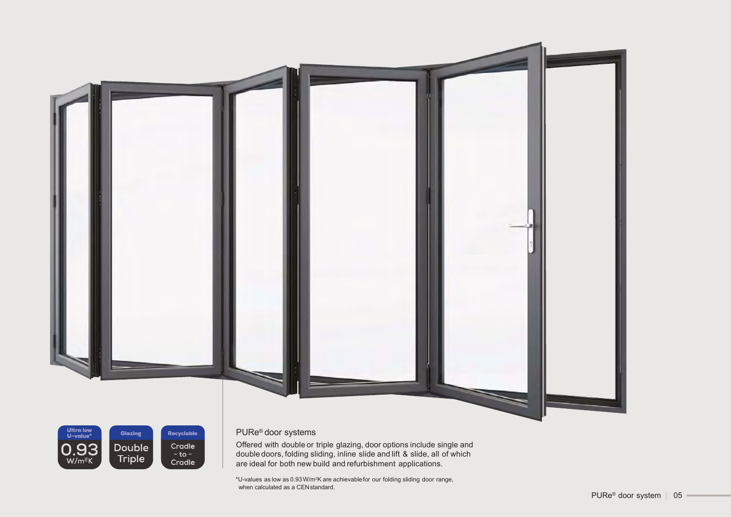Ultra low U-value*

0.93 W/m²K

Glazing

Double Triple

Recyclable

Cradle - to - Cradle

## PURe® door systems

Offered with double or triple glazing, door options include single and double doors, folding sliding, inline slide and lift & slide, all of which are ideal for both new build and refurbishment applications.

*U-values as low as 0.93 W/m²K are achievable for our folding sliding door range, when calculated as a CEN standard.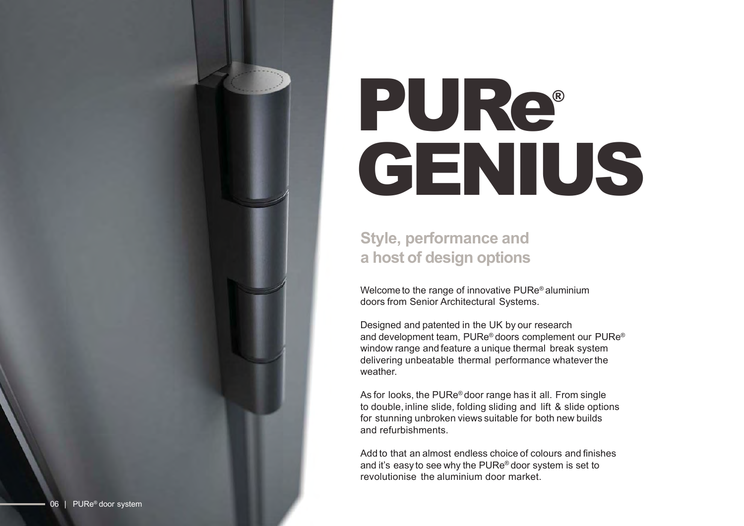# PURe® GENIUS

## Style, performance and a host of design options

Welcome to the range of innovative PURe® aluminium doors from Senior Architectural Systems.

Designed and patented in the UK by our research and development team, PURe® doors complement our PURe® window range and feature a unique thermal break system delivering unbeatable thermal performance whatever the weather.

As for looks, the PURe® door range has it all. From single to double, inline slide, folding sliding and lift & slide options for stunning unbroken views suitable for both new builds and refurbishments.

Add to that an almost endless choice of colours and finishes and it's easy to see why the PURe® door system is set to revolutionise the aluminium door market.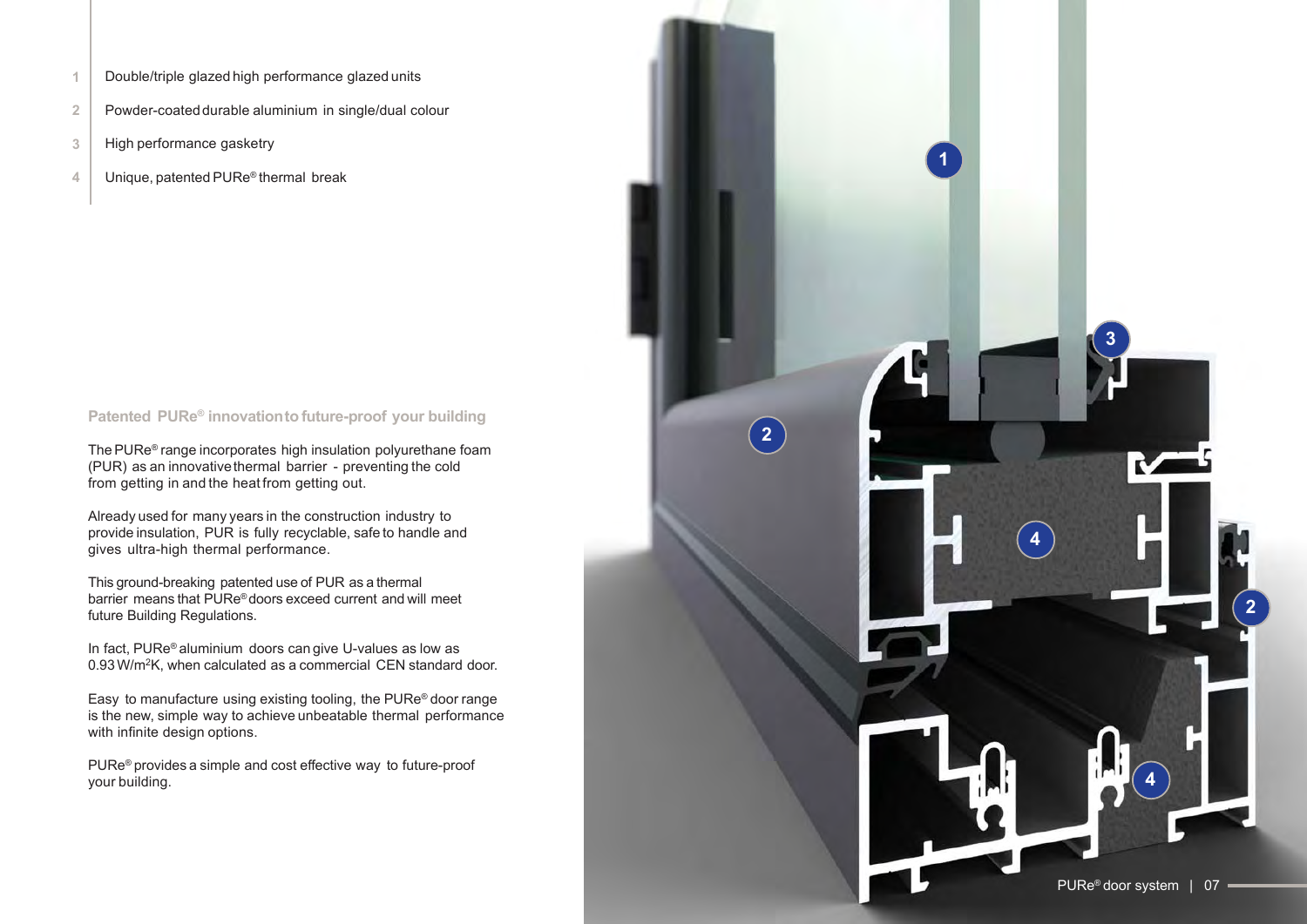1. Double/triple glazed high performance glazed units
2. Powder-coated durable aluminium in single/dual colour
3. High performance gasketry
4. Unique, patented PURe® thermal break

### Patented PURe® innovation to future-proof your building

The PURe® range incorporates high insulation polyurethane foam (PUR) as an innovative thermal barrier - preventing the cold from getting in and the heat from getting out.

Already used for many years in the construction industry to provide insulation, PUR is fully recyclable, safe to handle and gives ultra-high thermal performance.

This ground-breaking patented use of PUR as a thermal barrier means that PURe® doors exceed current and will meet future Building Regulations.

In fact, PURe® aluminium doors can give U-values as low as 0.93 W/m$^2$K, when calculated as a commercial CEN standard door.

Easy to manufacture using existing tooling, the PURe® door range is the new, simple way to achieve unbeatable thermal performance with infinite design options.

PURe® provides a simple and cost effective way to future-proof your building.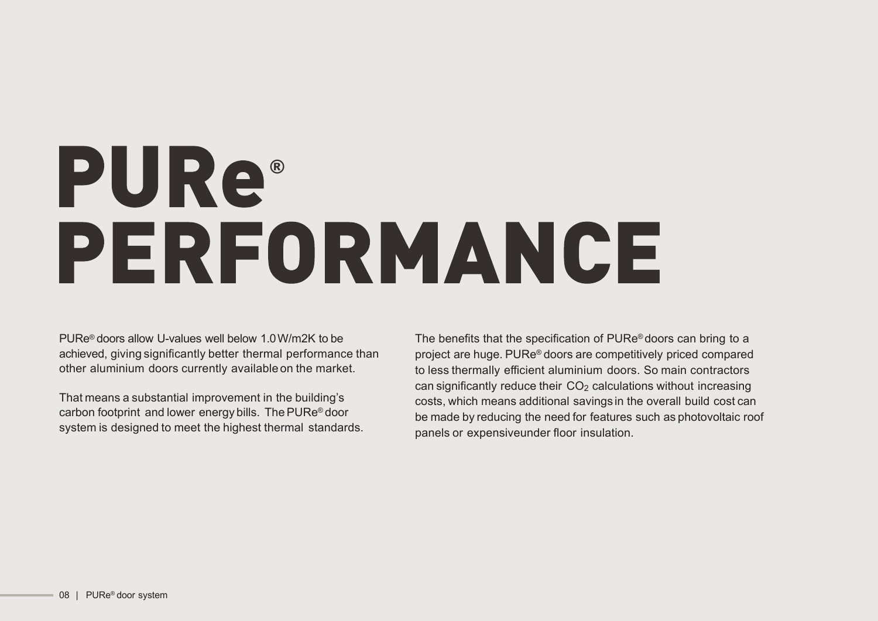# PURe® PERFORMANCE

PURe® doors allow U-values well below 1.0 W/m2K to be achieved, giving significantly better thermal performance than other aluminium doors currently available on the market.

That means a substantial improvement in the building's carbon footprint and lower energy bills. The PURe® door system is designed to meet the highest thermal standards.

The benefits that the specification of PURe® doors can bring to a project are huge. PURe® doors are competitively priced compared to less thermally efficient aluminium doors. So main contractors can significantly reduce their $CO_2$ calculations without increasing costs, which means additional savings in the overall build cost can be made by reducing the need for features such as photovoltaic roof panels or expensiveunder floor insulation.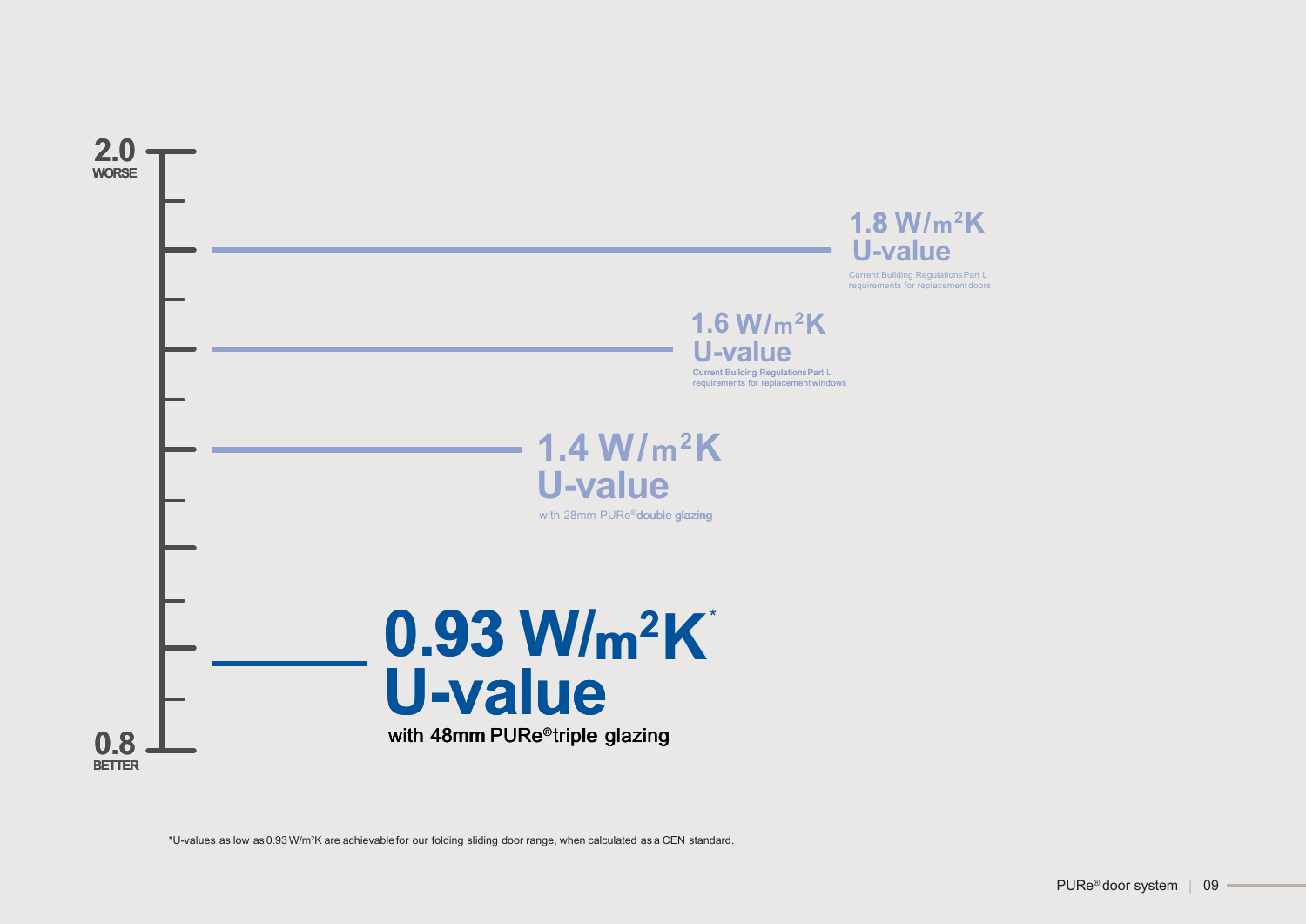2.0
WORSE

0.8
BETTER

**1.8 $W/m^2K$ U-value**

Current Building Regulations Part L requirements for replacement doors

**1.6 $W/m^2K$ U-value**

Current Building Regulations Part L requirements for replacement windows

**1.4 $W/m^2K$ U-value**

with 28mm PURe® **double glazing**

# 0.93 $W/m^2K$* U-value

**with 48mm PURe® triple glazing**

*U-values as low as 0.93 $W/m^2K$ are achievable for our folding sliding door range, when calculated as a CEN standard.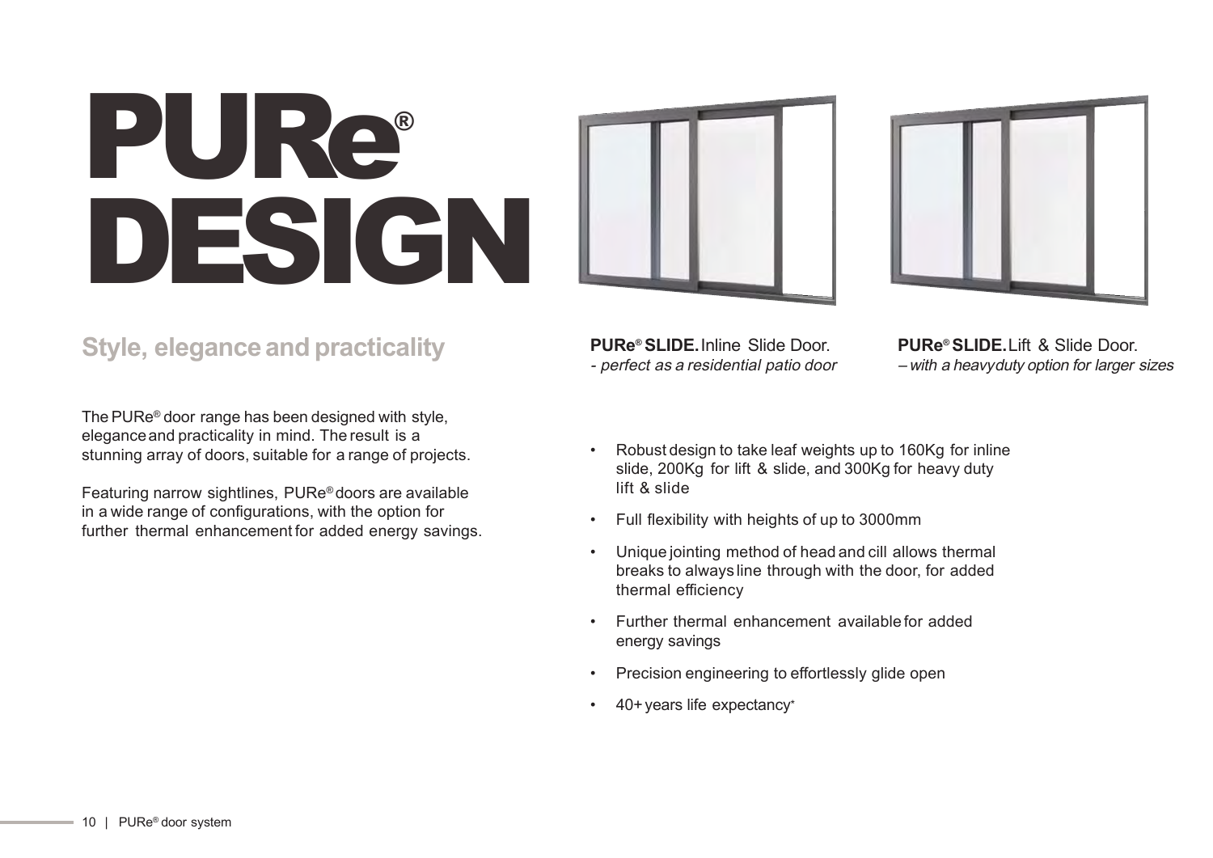# PURe® DESIGN

## Style, elegance and practicality

The PURe® door range has been designed with style, elegance and practicality in mind. The result is a stunning array of doors, suitable for a range of projects.

Featuring narrow sightlines, PURe® doors are available in a wide range of configurations, with the option for further thermal enhancement for added energy savings.

**PURe® SLIDE.** Inline Slide Door.
*- perfect as a residential patio door*

**PURe® SLIDE.** Lift & Slide Door.
*– with a heavyduty option for larger sizes*

- Robust design to take leaf weights up to 160Kg for inline slide, 200Kg for lift & slide, and 300Kg for heavy duty lift & slide
- Full flexibility with heights of up to 3000mm
- Unique jointing method of head and cill allows thermal breaks to always line through with the door, for added thermal efficiency
- Further thermal enhancement available for added energy savings
- Precision engineering to effortlessly glide open
- 40+ years life expectancy*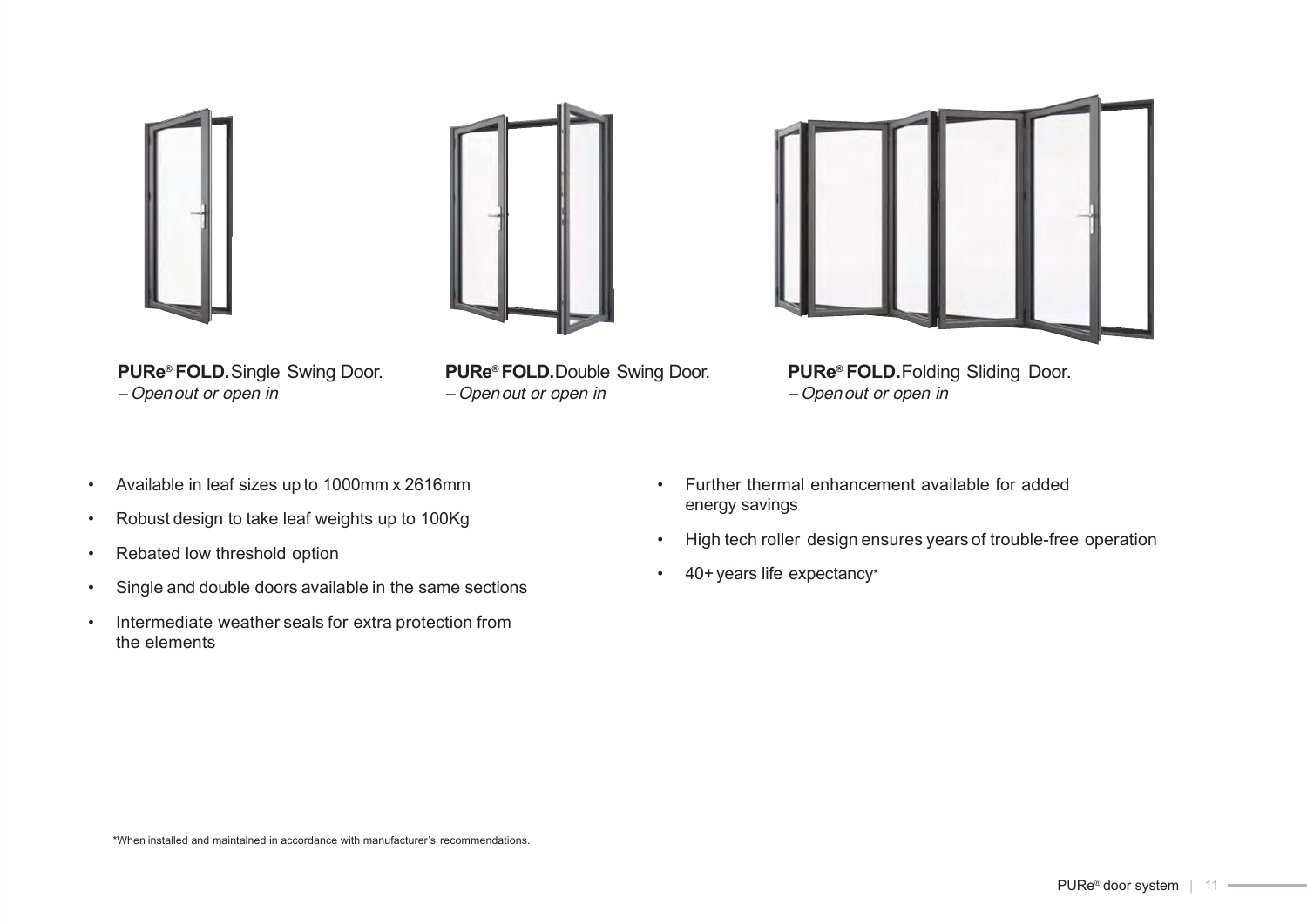**PURe® FOLD.** Single Swing Door.
*– Open out or open in*

**PURe® FOLD.** Double Swing Door.
*– Open out or open in*

**PURe® FOLD.** Folding Sliding Door.
*– Open out or open in*

- Available in leaf sizes up to 1000mm x 2616mm
- Robust design to take leaf weights up to 100Kg
- Rebated low threshold option
- Single and double doors available in the same sections
- Intermediate weather seals for extra protection from the elements
- Further thermal enhancement available for added energy savings
- High tech roller design ensures years of trouble-free operation
- 40+ years life expectancy*

*When installed and maintained in accordance with manufacturer's recommendations.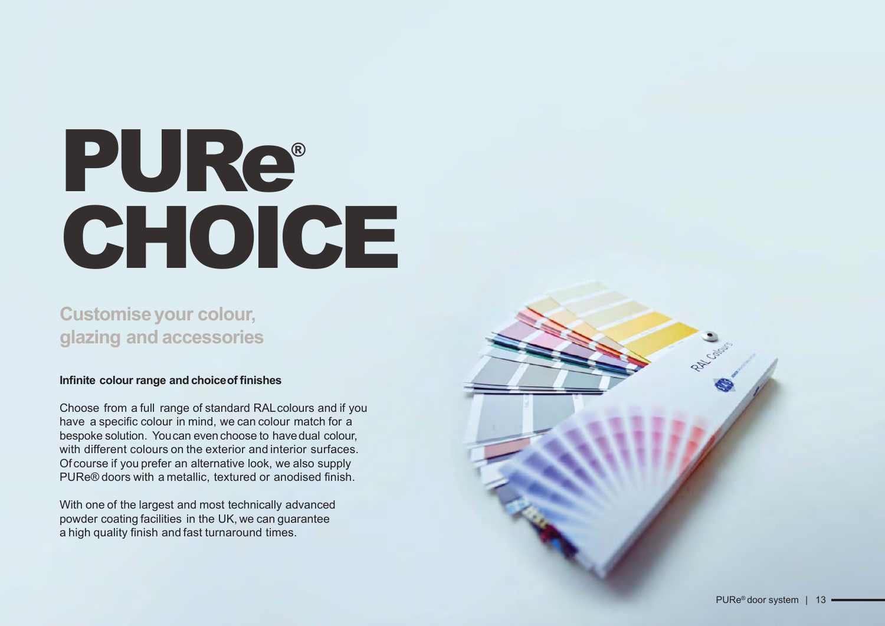# PURe® CHOICE

## Customise your colour, glazing and accessories

**Infinite colour range and choice of finishes**

Choose from a full range of standard RAL colours and if you have a specific colour in mind, we can colour match for a bespoke solution. You can even choose to have dual colour, with different colours on the exterior and interior surfaces. Of course if you prefer an alternative look, we also supply PURe® doors with a metallic, textured or anodised finish.

With one of the largest and most technically advanced powder coating facilities in the UK, we can guarantee a high quality finish and fast turnaround times.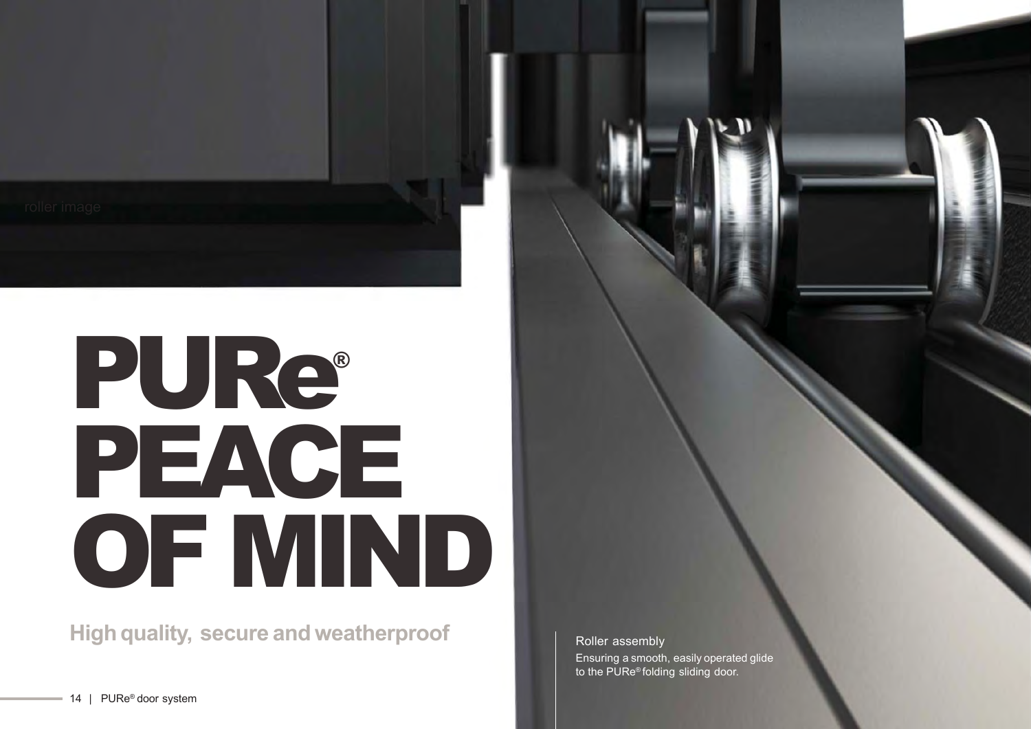roller image

# PURe® PEACE OF MIND

**High quality, secure and weatherproof**

Roller assembly

Ensuring a smooth, easily operated glide to the PURe® folding sliding door.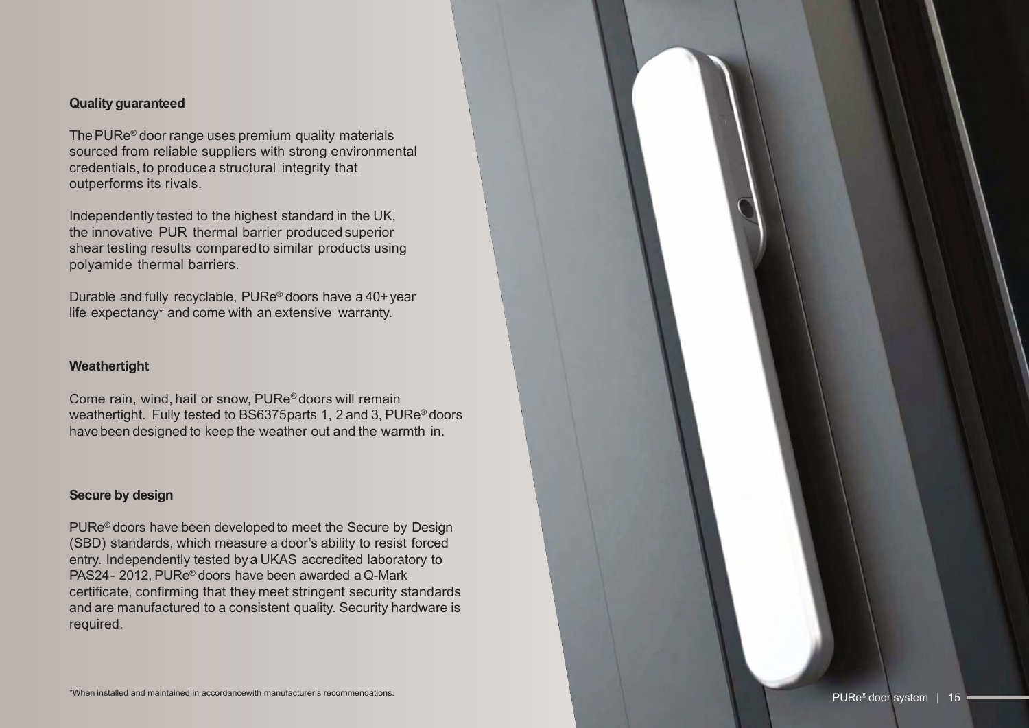### Quality guaranteed

The PURe® door range uses premium quality materials sourced from reliable suppliers with strong environmental credentials, to produce a structural integrity that outperforms its rivals.

Independently tested to the highest standard in the UK, the innovative PUR thermal barrier produced superior shear testing results compared to similar products using polyamide thermal barriers.

Durable and fully recyclable, PURe® doors have a 40+ year life expectancy* and come with an extensive warranty.

### Weathertight

Come rain, wind, hail or snow, PURe® doors will remain weathertight. Fully tested to BS6375 parts 1, 2 and 3, PURe® doors have been designed to keep the weather out and the warmth in.

### Secure by design

PURe® doors have been developed to meet the Secure by Design (SBD) standards, which measure a door's ability to resist forced entry. Independently tested by a UKAS accredited laboratory to PAS24 - 2012, PURe® doors have been awarded a Q-Mark certificate, confirming that they meet stringent security standards and are manufactured to a consistent quality. Security hardware is required.

*When installed and maintained in accordance with manufacturer's recommendations.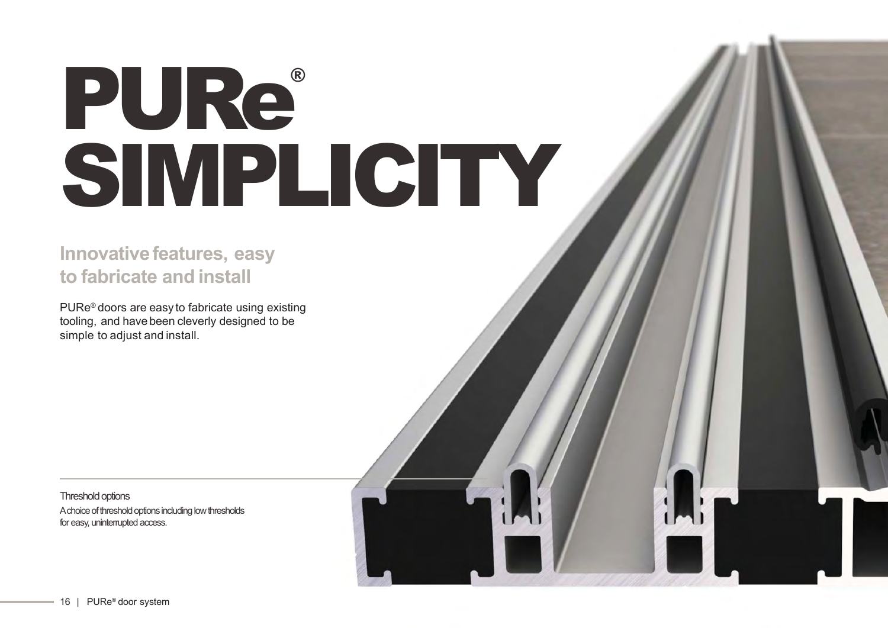# PURe® SIMPLICITY

## Innovative features, easy to fabricate and install

PURe® doors are easy to fabricate using existing tooling, and have been cleverly designed to be simple to adjust and install.

Threshold options

A choice of threshold options including low thresholds for easy, uninterrupted access.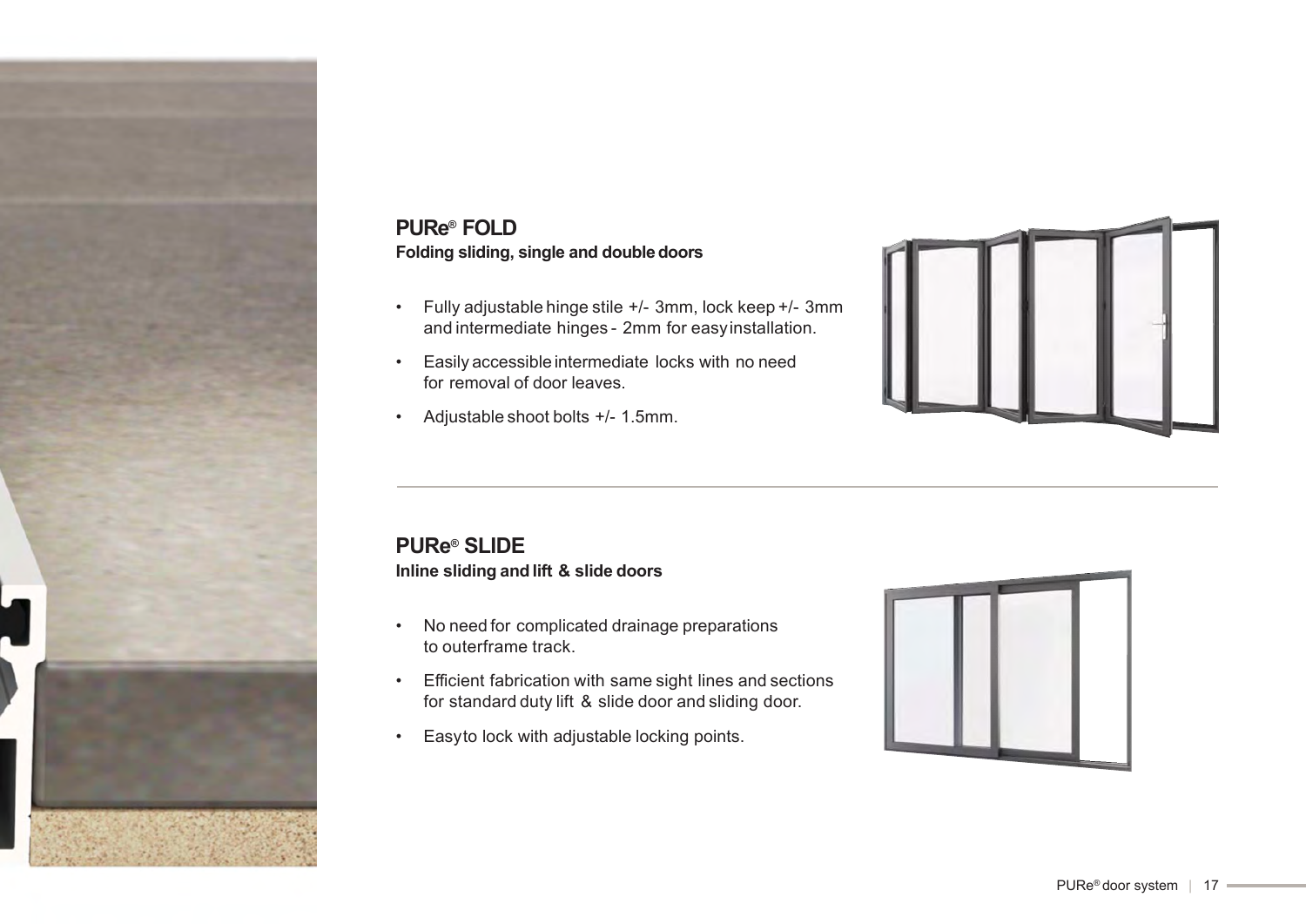## PURe® FOLD

**Folding sliding, single and double doors**

- Fully adjustable hinge stile +/- 3mm, lock keep +/- 3mm and intermediate hinges - 2mm for easy installation.
- Easily accessible intermediate locks with no need for removal of door leaves.
- Adjustable shoot bolts +/- 1.5mm.

---

## PURe® SLIDE

**Inline sliding and lift & slide doors**

- No need for complicated drainage preparations to outerframe track.
- Efficient fabrication with same sight lines and sections for standard duty lift & slide door and sliding door.
- Easy to lock with adjustable locking points.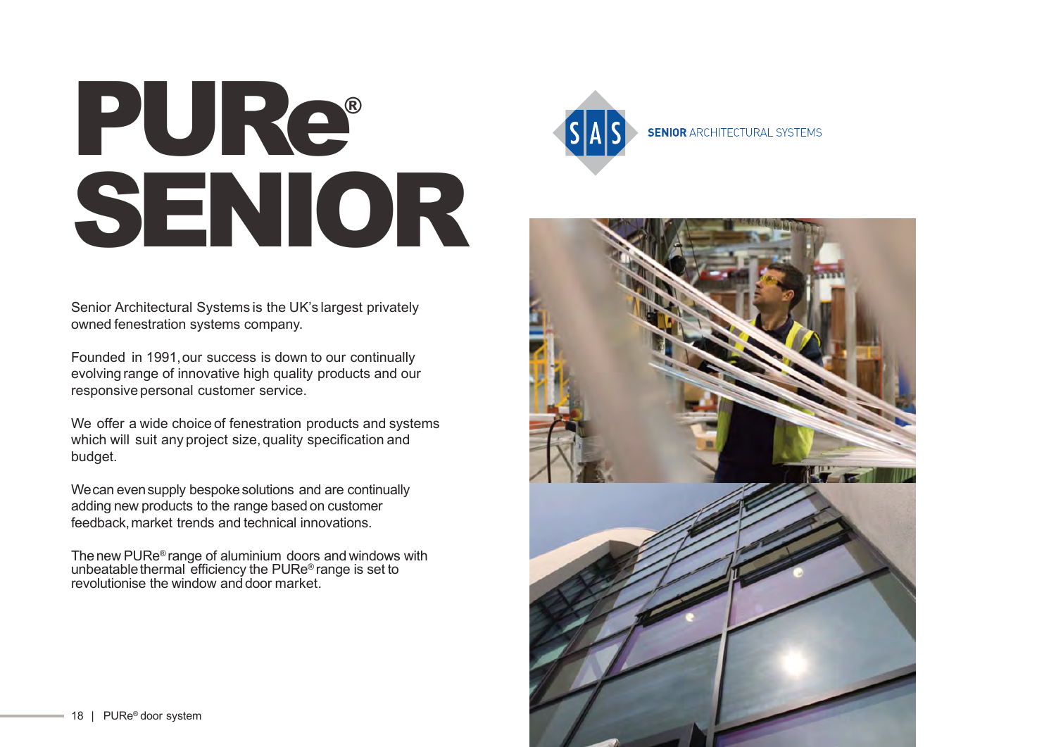# PURe® SENIOR

SENIOR ARCHITECTURAL SYSTEMS

Senior Architectural Systems is the UK's largest privately owned fenestration systems company.

Founded in 1991, our success is down to our continually evolving range of innovative high quality products and our responsive personal customer service.

We offer a wide choice of fenestration products and systems which will suit any project size, quality specification and budget.

We can even supply bespoke solutions and are continually adding new products to the range based on customer feedback, market trends and technical innovations.

The new PURe® range of aluminium doors and windows with unbeatable thermal efficiency the PURe® range is set to revolutionise the window and door market.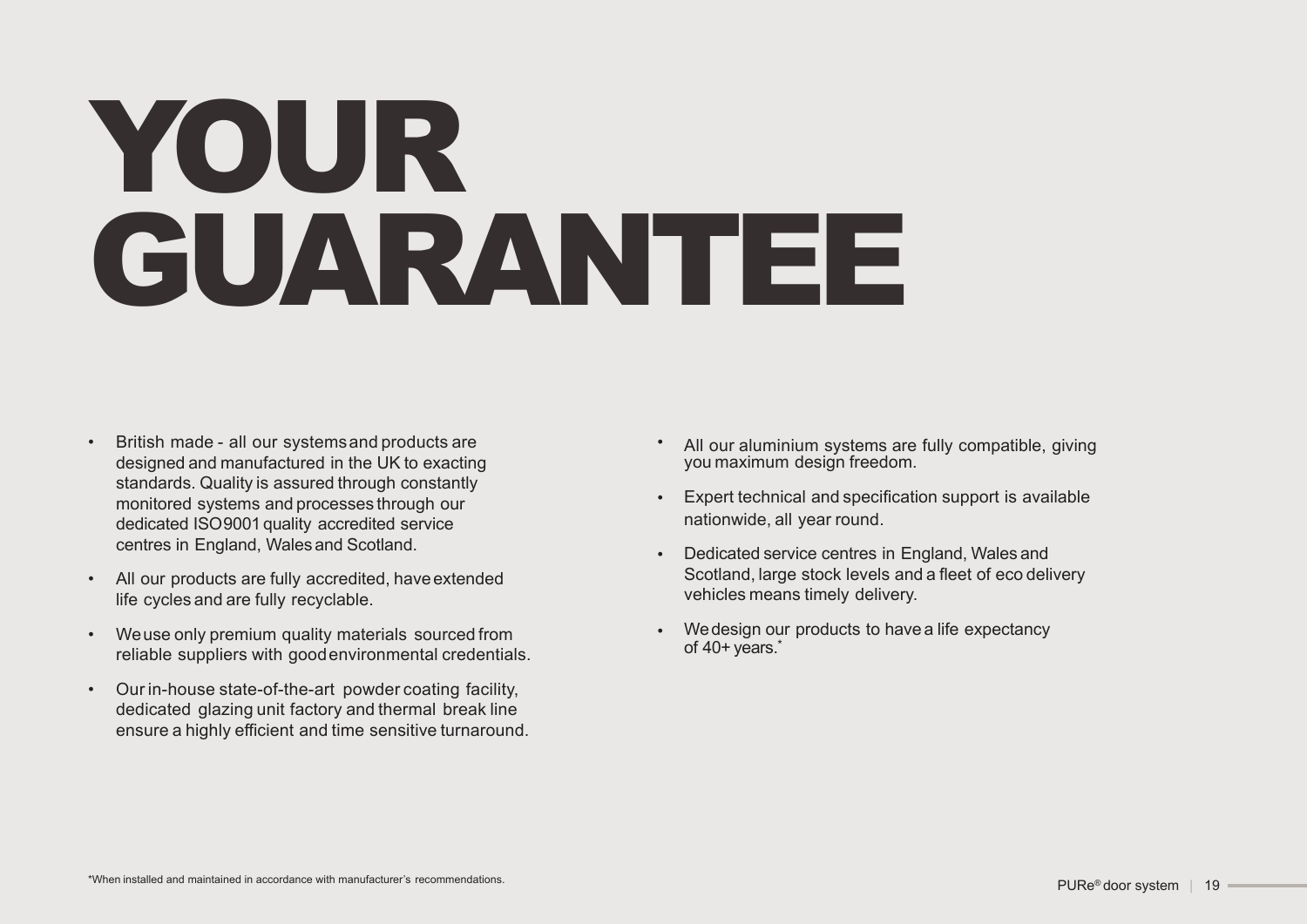# YOUR GUARANTEE

- British made - all our systems and products are designed and manufactured in the UK to exacting standards. Quality is assured through constantly monitored systems and processes through our dedicated ISO9001 quality accredited service centres in England, Wales and Scotland.
- All our products are fully accredited, have extended life cycles and are fully recyclable.
- We use only premium quality materials sourced from reliable suppliers with good environmental credentials.
- Our in-house state-of-the-art powder coating facility, dedicated glazing unit factory and thermal break line ensure a highly efficient and time sensitive turnaround.
- All our aluminium systems are fully compatible, giving you maximum design freedom.
- Expert technical and specification support is available nationwide, all year round.
- Dedicated service centres in England, Wales and Scotland, large stock levels and a fleet of eco delivery vehicles means timely delivery.
- We design our products to have a life expectancy of 40+ years.*

*When installed and maintained in accordance with manufacturer's recommendations.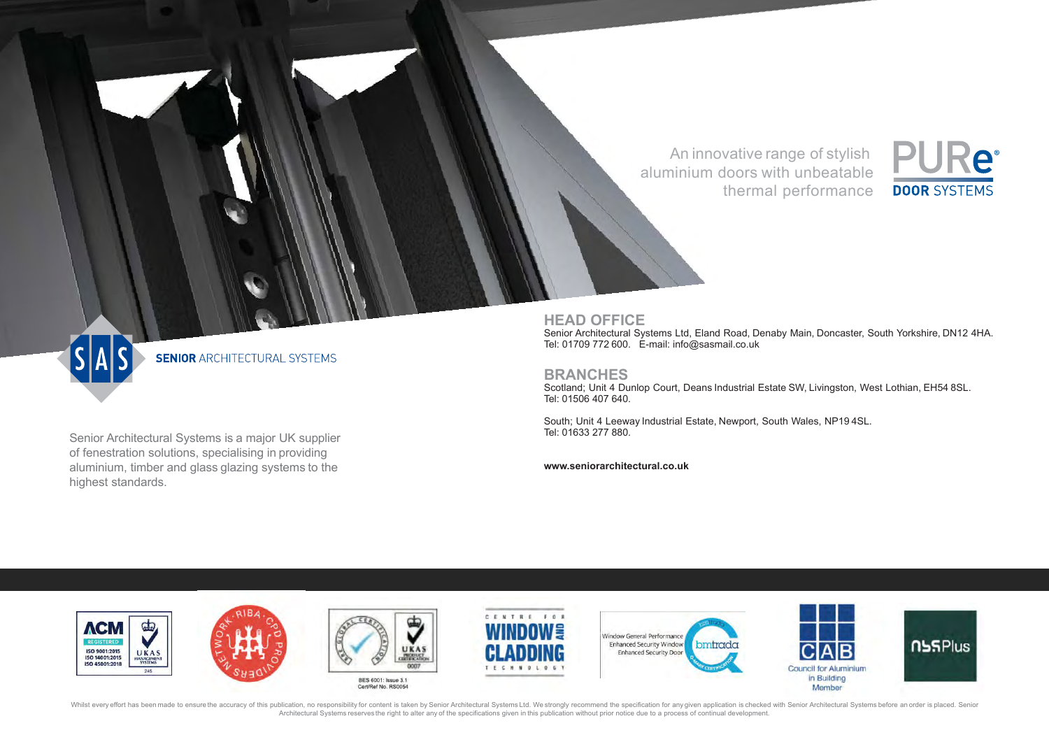An innovative range of stylish aluminium doors with unbeatable thermal performance

PURe®
DOOR SYSTEMS

SAS **SENIOR** ARCHITECTURAL SYSTEMS

Senior Architectural Systems is a major UK supplier of fenestration solutions, specialising in providing aluminium, timber and glass glazing systems to the highest standards.

## HEAD OFFICE

Senior Architectural Systems Ltd, Eland Road, Denaby Main, Doncaster, South Yorkshire, DN12 4HA.
Tel: 01709 772 600. E-mail: info@sasmail.co.uk

## BRANCHES

Scotland; Unit 4 Dunlop Court, Deans Industrial Estate SW, Livingston, West Lothian, EH54 8SL.
Tel: 01506 407 640.

South; Unit 4 Leeway Industrial Estate, Newport, South Wales, NP19 4SL.
Tel: 01633 277 880.

**www.seniorarchitectural.co.uk**

ACM REGISTERED ISO 9001:2015 ISO 14001:2015 ISO 45001:2018 UKAS MANAGEMENT SYSTEMS 245

RIBA CPD PROVIDER NETWORK

UKAS PRODUCT CERTIFICATION 0007
BES 6001: Issue 3.1
Cert/Ref No. RS0054

CENTRE FOR WINDOW AND CLADDING TECHNOLOGY

Window General Performance
Enhanced Security Window
Enhanced Security Door
bmtrada Q-MARK CERTIFICATION

CAB Council for Aluminium in Building Member

NBS Plus

Whilst every effort has been made to ensure the accuracy of this publication, no responsibility for content is taken by Senior Architectural Systems Ltd. We strongly recommend the specification for any given application is checked with Senior Architectural Systems before an order is placed. Senior Architectural Systems reserves the right to alter any of the specifications given in this publication without prior notice due to a process of continual development.